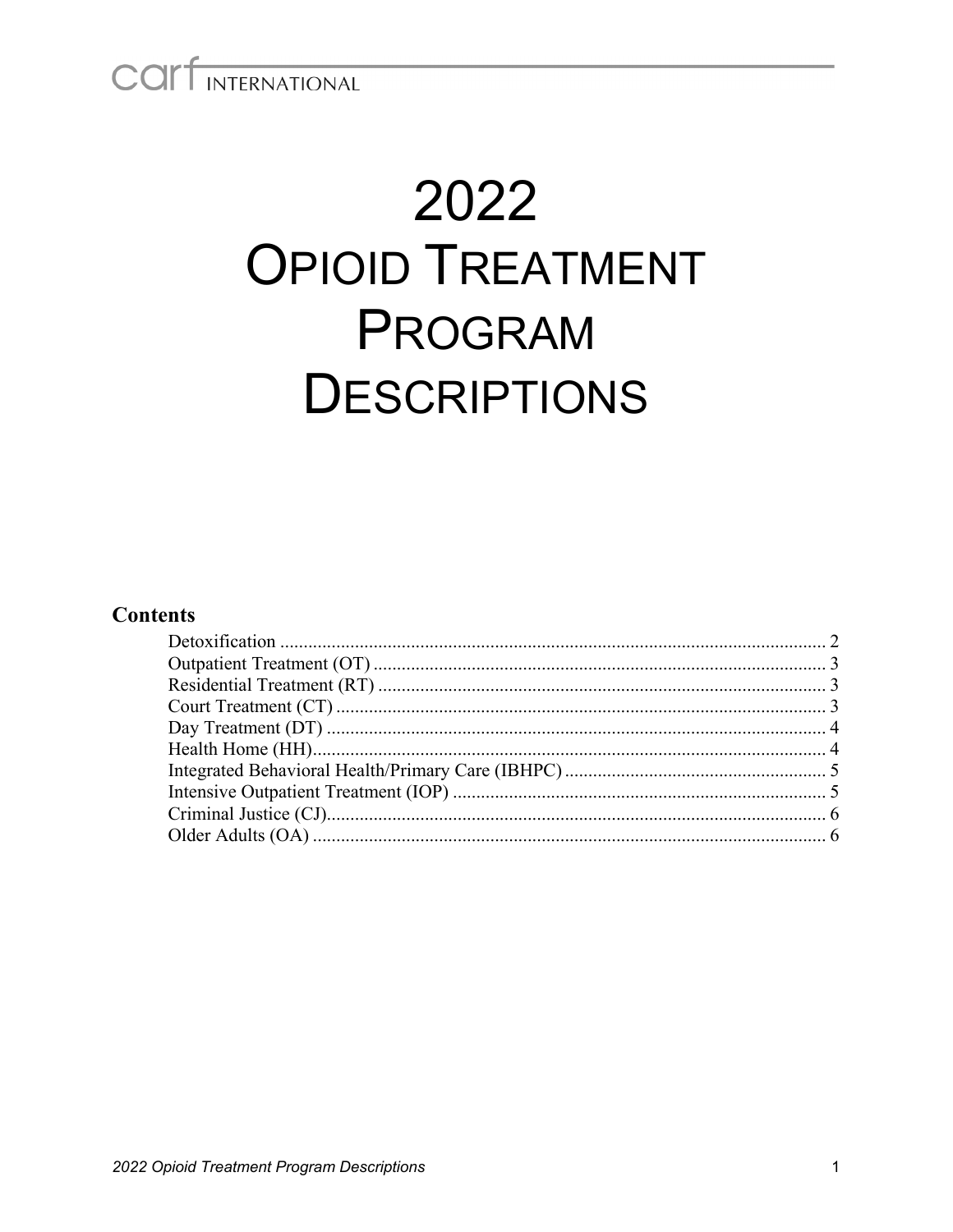CARF INTERNATIONAL

# 2022 OPIOID TREATMENT PROGRAM DESCRIPTIONS

## Contents

- Detoxification .......... 2
- Outpatient Treatment (OT) .......... 3
- Residential Treatment (RT) .......... 3
- Court Treatment (CT) .......... 3
- Day Treatment (DT) .......... 4
- Health Home (HH) .......... 4
- Integrated Behavioral Health/Primary Care (IBHPC) .......... 5
- Intensive Outpatient Treatment (IOP) .......... 5
- Criminal Justice (CJ) .......... 6
- Older Adults (OA) .......... 6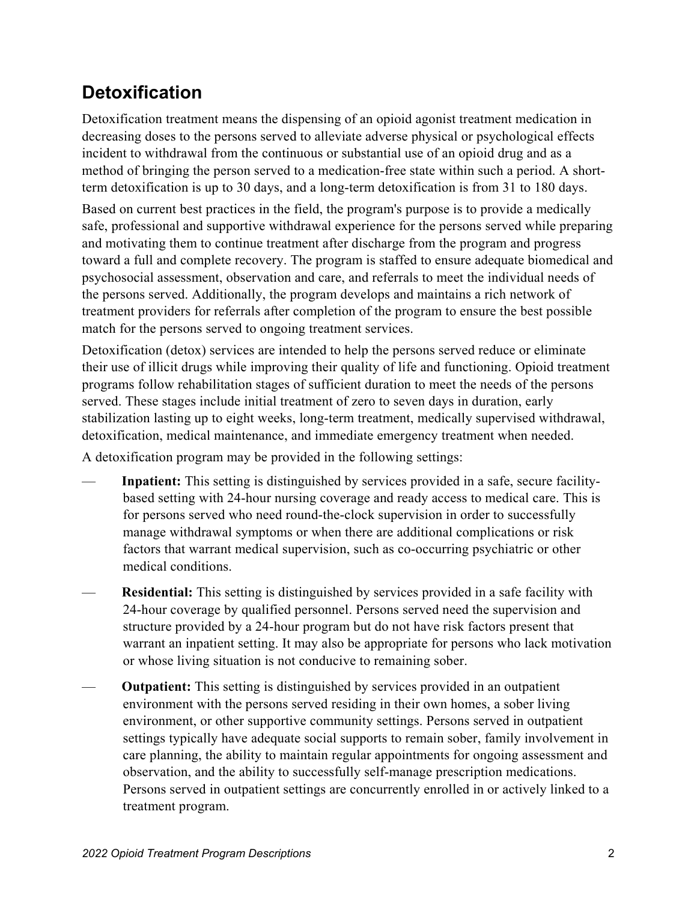## Detoxification

Detoxification treatment means the dispensing of an opioid agonist treatment medication in decreasing doses to the persons served to alleviate adverse physical or psychological effects incident to withdrawal from the continuous or substantial use of an opioid drug and as a method of bringing the person served to a medication-free state within such a period. A short-term detoxification is up to 30 days, and a long-term detoxification is from 31 to 180 days.

Based on current best practices in the field, the program's purpose is to provide a medically safe, professional and supportive withdrawal experience for the persons served while preparing and motivating them to continue treatment after discharge from the program and progress toward a full and complete recovery. The program is staffed to ensure adequate biomedical and psychosocial assessment, observation and care, and referrals to meet the individual needs of the persons served. Additionally, the program develops and maintains a rich network of treatment providers for referrals after completion of the program to ensure the best possible match for the persons served to ongoing treatment services.

Detoxification (detox) services are intended to help the persons served reduce or eliminate their use of illicit drugs while improving their quality of life and functioning. Opioid treatment programs follow rehabilitation stages of sufficient duration to meet the needs of the persons served. These stages include initial treatment of zero to seven days in duration, early stabilization lasting up to eight weeks, long-term treatment, medically supervised withdrawal, detoxification, medical maintenance, and immediate emergency treatment when needed.

A detoxification program may be provided in the following settings:

— **Inpatient:** This setting is distinguished by services provided in a safe, secure facility-based setting with 24-hour nursing coverage and ready access to medical care. This is for persons served who need round-the-clock supervision in order to successfully manage withdrawal symptoms or when there are additional complications or risk factors that warrant medical supervision, such as co-occurring psychiatric or other medical conditions.

— **Residential:** This setting is distinguished by services provided in a safe facility with 24-hour coverage by qualified personnel. Persons served need the supervision and structure provided by a 24-hour program but do not have risk factors present that warrant an inpatient setting. It may also be appropriate for persons who lack motivation or whose living situation is not conducive to remaining sober.

— **Outpatient:** This setting is distinguished by services provided in an outpatient environment with the persons served residing in their own homes, a sober living environment, or other supportive community settings. Persons served in outpatient settings typically have adequate social supports to remain sober, family involvement in care planning, the ability to maintain regular appointments for ongoing assessment and observation, and the ability to successfully self-manage prescription medications. Persons served in outpatient settings are concurrently enrolled in or actively linked to a treatment program.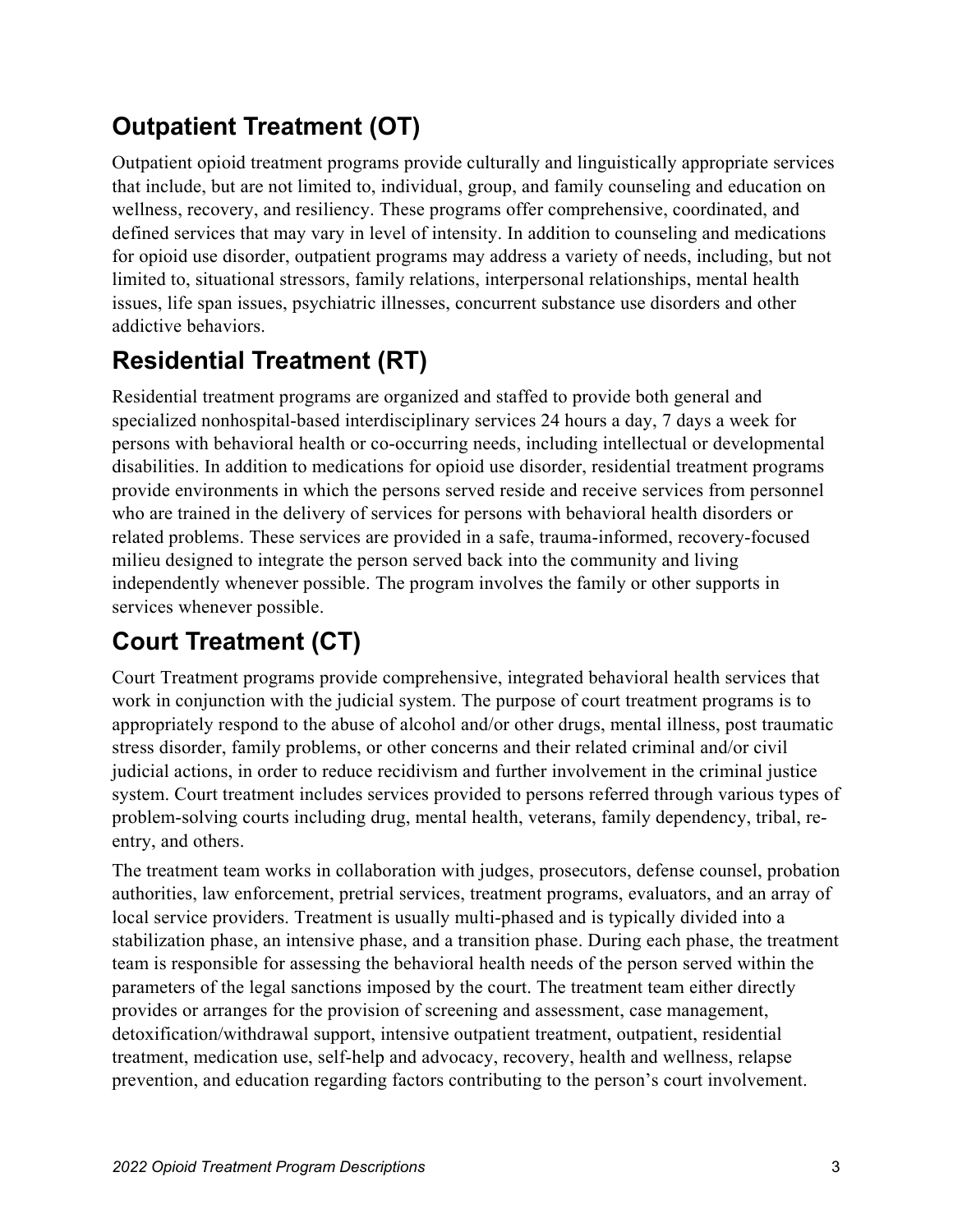## Outpatient Treatment (OT)

Outpatient opioid treatment programs provide culturally and linguistically appropriate services that include, but are not limited to, individual, group, and family counseling and education on wellness, recovery, and resiliency. These programs offer comprehensive, coordinated, and defined services that may vary in level of intensity. In addition to counseling and medications for opioid use disorder, outpatient programs may address a variety of needs, including, but not limited to, situational stressors, family relations, interpersonal relationships, mental health issues, life span issues, psychiatric illnesses, concurrent substance use disorders and other addictive behaviors.

## Residential Treatment (RT)

Residential treatment programs are organized and staffed to provide both general and specialized nonhospital-based interdisciplinary services 24 hours a day, 7 days a week for persons with behavioral health or co-occurring needs, including intellectual or developmental disabilities. In addition to medications for opioid use disorder, residential treatment programs provide environments in which the persons served reside and receive services from personnel who are trained in the delivery of services for persons with behavioral health disorders or related problems. These services are provided in a safe, trauma-informed, recovery-focused milieu designed to integrate the person served back into the community and living independently whenever possible. The program involves the family or other supports in services whenever possible.

## Court Treatment (CT)

Court Treatment programs provide comprehensive, integrated behavioral health services that work in conjunction with the judicial system. The purpose of court treatment programs is to appropriately respond to the abuse of alcohol and/or other drugs, mental illness, post traumatic stress disorder, family problems, or other concerns and their related criminal and/or civil judicial actions, in order to reduce recidivism and further involvement in the criminal justice system. Court treatment includes services provided to persons referred through various types of problem-solving courts including drug, mental health, veterans, family dependency, tribal, re-entry, and others.

The treatment team works in collaboration with judges, prosecutors, defense counsel, probation authorities, law enforcement, pretrial services, treatment programs, evaluators, and an array of local service providers. Treatment is usually multi-phased and is typically divided into a stabilization phase, an intensive phase, and a transition phase. During each phase, the treatment team is responsible for assessing the behavioral health needs of the person served within the parameters of the legal sanctions imposed by the court. The treatment team either directly provides or arranges for the provision of screening and assessment, case management, detoxification/withdrawal support, intensive outpatient treatment, outpatient, residential treatment, medication use, self-help and advocacy, recovery, health and wellness, relapse prevention, and education regarding factors contributing to the person's court involvement.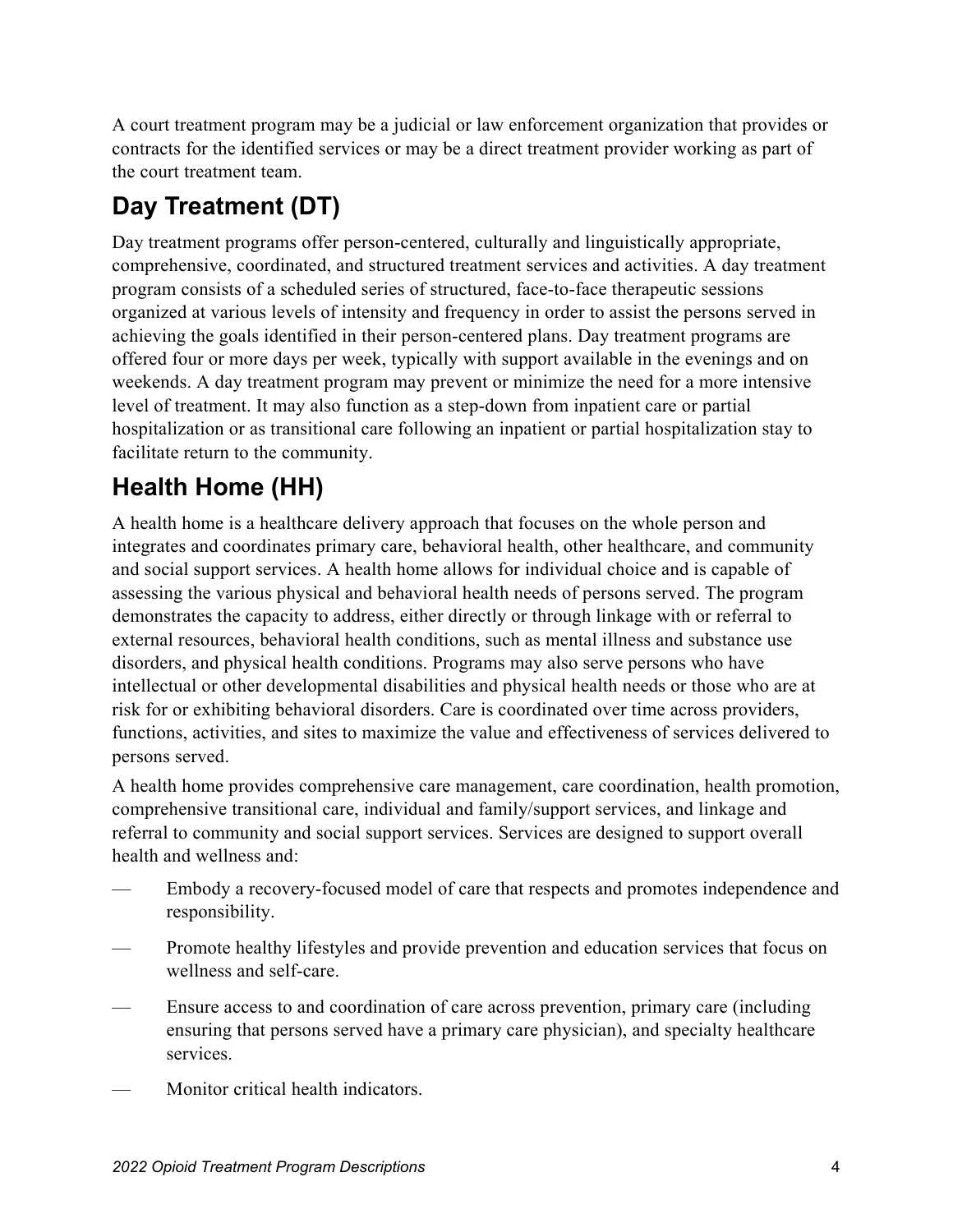A court treatment program may be a judicial or law enforcement organization that provides or contracts for the identified services or may be a direct treatment provider working as part of the court treatment team.

## Day Treatment (DT)

Day treatment programs offer person-centered, culturally and linguistically appropriate, comprehensive, coordinated, and structured treatment services and activities. A day treatment program consists of a scheduled series of structured, face-to-face therapeutic sessions organized at various levels of intensity and frequency in order to assist the persons served in achieving the goals identified in their person-centered plans. Day treatment programs are offered four or more days per week, typically with support available in the evenings and on weekends. A day treatment program may prevent or minimize the need for a more intensive level of treatment. It may also function as a step-down from inpatient care or partial hospitalization or as transitional care following an inpatient or partial hospitalization stay to facilitate return to the community.

## Health Home (HH)

A health home is a healthcare delivery approach that focuses on the whole person and integrates and coordinates primary care, behavioral health, other healthcare, and community and social support services. A health home allows for individual choice and is capable of assessing the various physical and behavioral health needs of persons served. The program demonstrates the capacity to address, either directly or through linkage with or referral to external resources, behavioral health conditions, such as mental illness and substance use disorders, and physical health conditions. Programs may also serve persons who have intellectual or other developmental disabilities and physical health needs or those who are at risk for or exhibiting behavioral disorders. Care is coordinated over time across providers, functions, activities, and sites to maximize the value and effectiveness of services delivered to persons served.

A health home provides comprehensive care management, care coordination, health promotion, comprehensive transitional care, individual and family/support services, and linkage and referral to community and social support services. Services are designed to support overall health and wellness and:

- Embody a recovery-focused model of care that respects and promotes independence and responsibility.
- Promote healthy lifestyles and provide prevention and education services that focus on wellness and self-care.
- Ensure access to and coordination of care across prevention, primary care (including ensuring that persons served have a primary care physician), and specialty healthcare services.
- Monitor critical health indicators.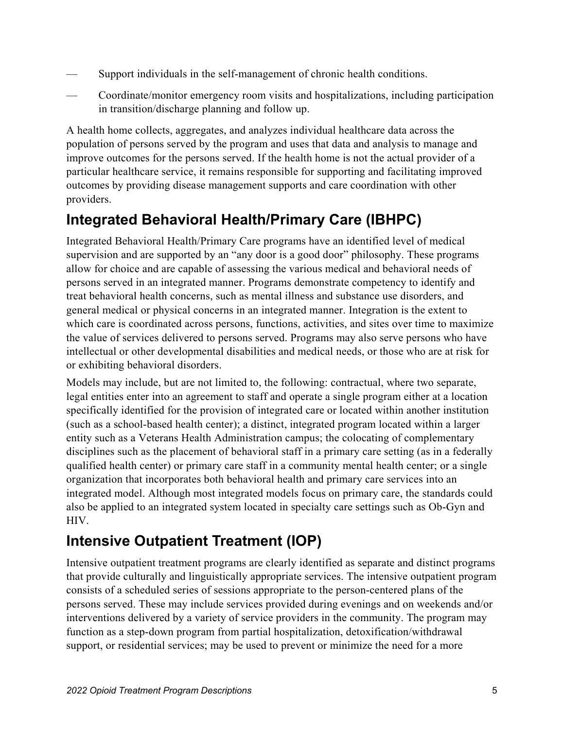- Support individuals in the self-management of chronic health conditions.
- Coordinate/monitor emergency room visits and hospitalizations, including participation in transition/discharge planning and follow up.

A health home collects, aggregates, and analyzes individual healthcare data across the population of persons served by the program and uses that data and analysis to manage and improve outcomes for the persons served. If the health home is not the actual provider of a particular healthcare service, it remains responsible for supporting and facilitating improved outcomes by providing disease management supports and care coordination with other providers.

## Integrated Behavioral Health/Primary Care (IBHPC)

Integrated Behavioral Health/Primary Care programs have an identified level of medical supervision and are supported by an "any door is a good door" philosophy. These programs allow for choice and are capable of assessing the various medical and behavioral needs of persons served in an integrated manner. Programs demonstrate competency to identify and treat behavioral health concerns, such as mental illness and substance use disorders, and general medical or physical concerns in an integrated manner. Integration is the extent to which care is coordinated across persons, functions, activities, and sites over time to maximize the value of services delivered to persons served. Programs may also serve persons who have intellectual or other developmental disabilities and medical needs, or those who are at risk for or exhibiting behavioral disorders.

Models may include, but are not limited to, the following: contractual, where two separate, legal entities enter into an agreement to staff and operate a single program either at a location specifically identified for the provision of integrated care or located within another institution (such as a school-based health center); a distinct, integrated program located within a larger entity such as a Veterans Health Administration campus; the colocating of complementary disciplines such as the placement of behavioral staff in a primary care setting (as in a federally qualified health center) or primary care staff in a community mental health center; or a single organization that incorporates both behavioral health and primary care services into an integrated model. Although most integrated models focus on primary care, the standards could also be applied to an integrated system located in specialty care settings such as Ob-Gyn and HIV.

## Intensive Outpatient Treatment (IOP)

Intensive outpatient treatment programs are clearly identified as separate and distinct programs that provide culturally and linguistically appropriate services. The intensive outpatient program consists of a scheduled series of sessions appropriate to the person-centered plans of the persons served. These may include services provided during evenings and on weekends and/or interventions delivered by a variety of service providers in the community. The program may function as a step-down program from partial hospitalization, detoxification/withdrawal support, or residential services; may be used to prevent or minimize the need for a more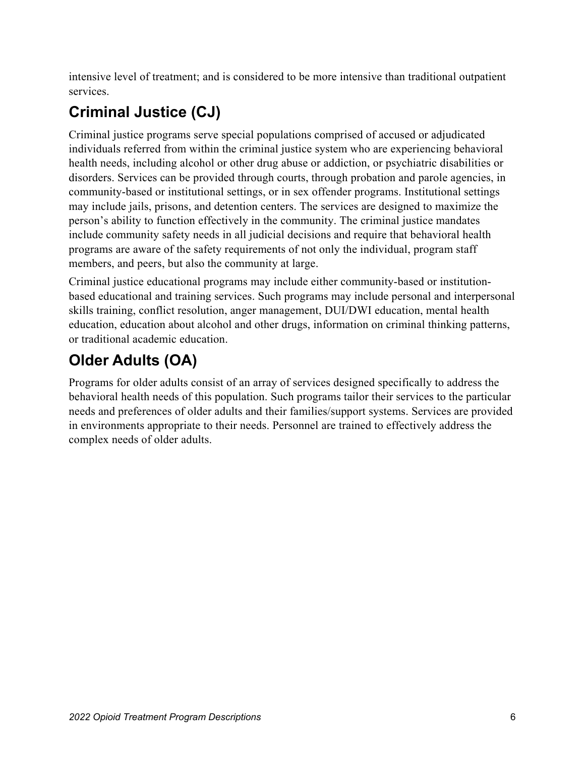intensive level of treatment; and is considered to be more intensive than traditional outpatient services.

## Criminal Justice (CJ)

Criminal justice programs serve special populations comprised of accused or adjudicated individuals referred from within the criminal justice system who are experiencing behavioral health needs, including alcohol or other drug abuse or addiction, or psychiatric disabilities or disorders. Services can be provided through courts, through probation and parole agencies, in community-based or institutional settings, or in sex offender programs. Institutional settings may include jails, prisons, and detention centers. The services are designed to maximize the person's ability to function effectively in the community. The criminal justice mandates include community safety needs in all judicial decisions and require that behavioral health programs are aware of the safety requirements of not only the individual, program staff members, and peers, but also the community at large.

Criminal justice educational programs may include either community-based or institution-based educational and training services. Such programs may include personal and interpersonal skills training, conflict resolution, anger management, DUI/DWI education, mental health education, education about alcohol and other drugs, information on criminal thinking patterns, or traditional academic education.

## Older Adults (OA)

Programs for older adults consist of an array of services designed specifically to address the behavioral health needs of this population. Such programs tailor their services to the particular needs and preferences of older adults and their families/support systems. Services are provided in environments appropriate to their needs. Personnel are trained to effectively address the complex needs of older adults.